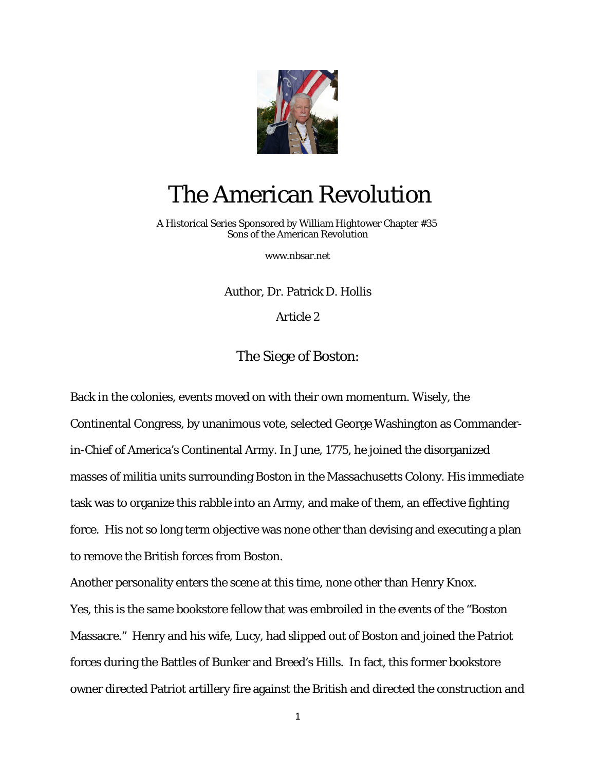# The American Revolution

A Historical Series Sponsored by William Hightower Chapter #35
Sons of the American Revolution

www.nbsar.net

Author, Dr. Patrick D. Hollis

Article 2

## The Siege of Boston:

Back in the colonies, events moved on with their own momentum. Wisely, the Continental Congress, by unanimous vote, selected George Washington as Commander-in-Chief of America's Continental Army. In June, 1775, he joined the disorganized masses of militia units surrounding Boston in the Massachusetts Colony. His immediate task was to organize this rabble into an Army, and make of them, an effective fighting force. His not so long term objective was none other than devising and executing a plan to remove the British forces from Boston.

Another personality enters the scene at this time, none other than Henry Knox. Yes, this is the same bookstore fellow that was embroiled in the events of the "Boston Massacre." Henry and his wife, Lucy, had slipped out of Boston and joined the Patriot forces during the Battles of Bunker and Breed's Hills. In fact, this former bookstore owner directed Patriot artillery fire against the British and directed the construction and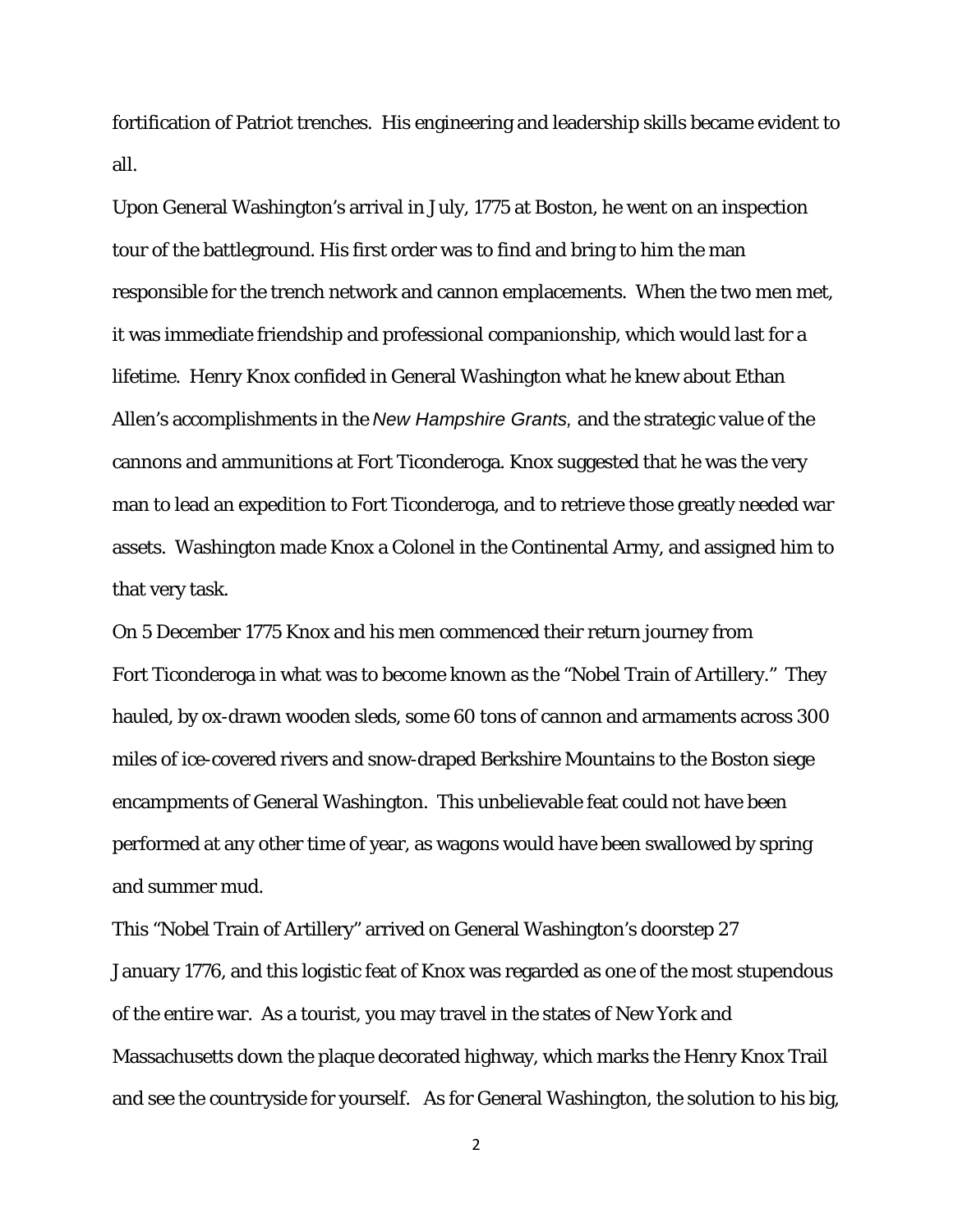fortification of Patriot trenches. His engineering and leadership skills became evident to all.

Upon General Washington's arrival in July, 1775 at Boston, he went on an inspection tour of the battleground. His first order was to find and bring to him the man responsible for the trench network and cannon emplacements. When the two men met, it was immediate friendship and professional companionship, which would last for a lifetime. Henry Knox confided in General Washington what he knew about Ethan Allen's accomplishments in the *New Hampshire Grants*, and the strategic value of the cannons and ammunitions at Fort Ticonderoga. Knox suggested that he was the very man to lead an expedition to Fort Ticonderoga, and to retrieve those greatly needed war assets. Washington made Knox a Colonel in the Continental Army, and assigned him to that very task.

On 5 December 1775 Knox and his men commenced their return journey from Fort Ticonderoga in what was to become known as the "Nobel Train of Artillery." They hauled, by ox-drawn wooden sleds, some 60 tons of cannon and armaments across 300 miles of ice-covered rivers and snow-draped Berkshire Mountains to the Boston siege encampments of General Washington. This unbelievable feat could not have been performed at any other time of year, as wagons would have been swallowed by spring and summer mud.

This "Nobel Train of Artillery" arrived on General Washington's doorstep 27 January 1776, and this logistic feat of Knox was regarded as one of the most stupendous of the entire war. As a tourist, you may travel in the states of New York and Massachusetts down the plaque decorated highway, which marks the Henry Knox Trail and see the countryside for yourself. As for General Washington, the solution to his big,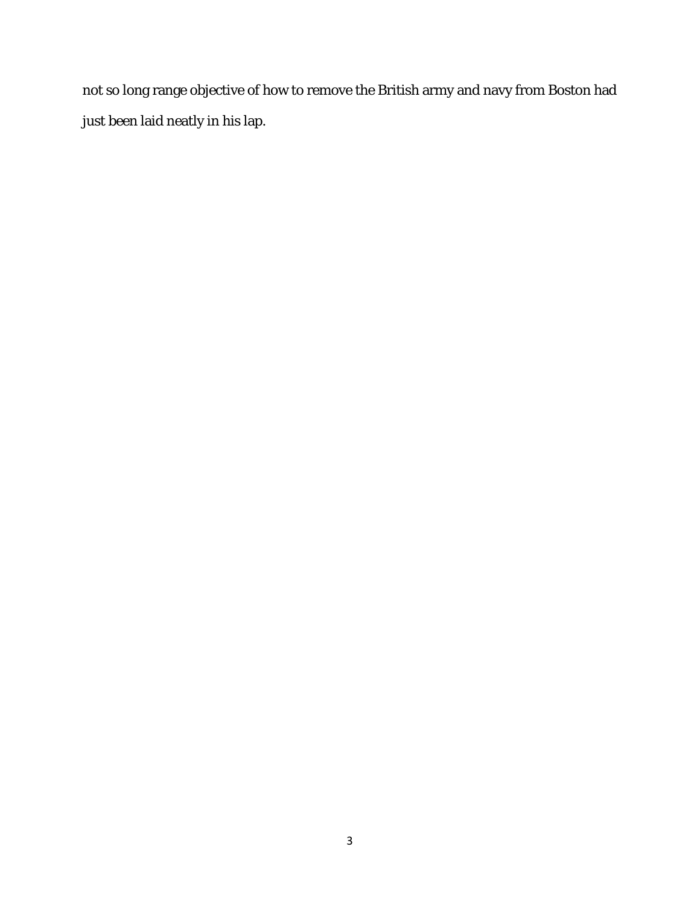not so long range objective of how to remove the British army and navy from Boston had just been laid neatly in his lap.